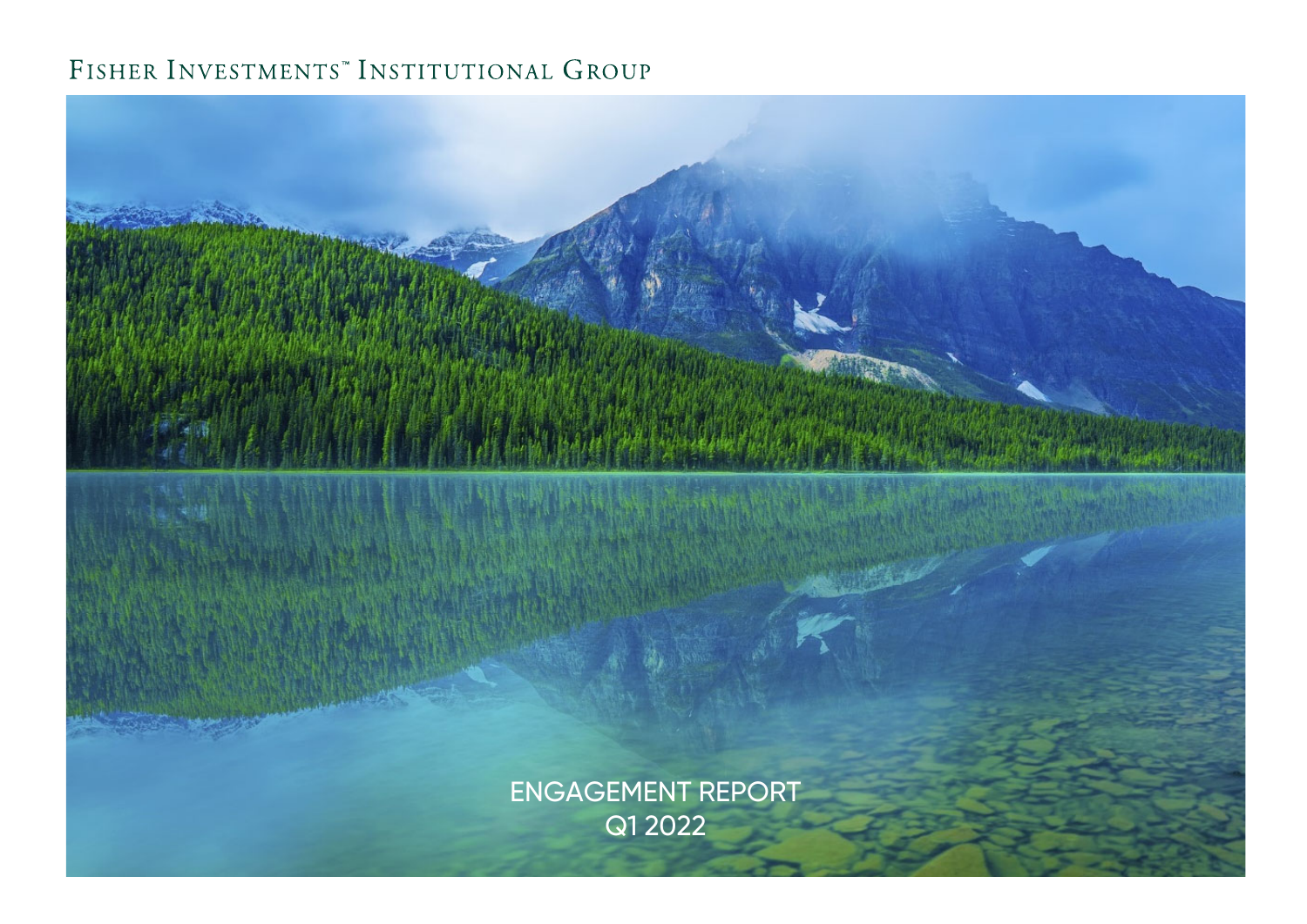Fisher Investments™ Institutional Group

# ENGAGEMENT REPORT
# Q1 2022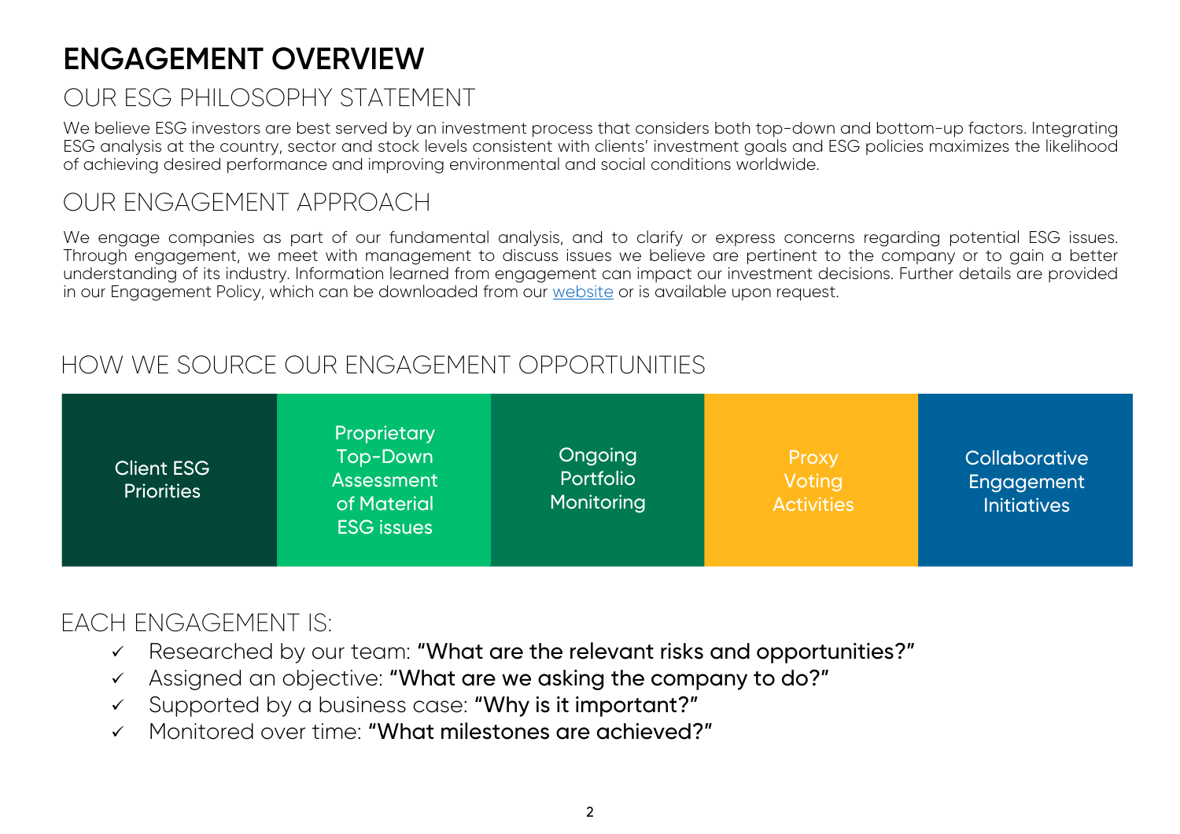# ENGAGEMENT OVERVIEW

## OUR ESG PHILOSOPHY STATEMENT

We believe ESG investors are best served by an investment process that considers both top-down and bottom-up factors. Integrating ESG analysis at the country, sector and stock levels consistent with clients' investment goals and ESG policies maximizes the likelihood of achieving desired performance and improving environmental and social conditions worldwide.

## OUR ENGAGEMENT APPROACH

We engage companies as part of our fundamental analysis, and to clarify or express concerns regarding potential ESG issues. Through engagement, we meet with management to discuss issues we believe are pertinent to the company or to gain a better understanding of its industry. Information learned from engagement can impact our investment decisions. Further details are provided in our Engagement Policy, which can be downloaded from our website or is available upon request.

## HOW WE SOURCE OUR ENGAGEMENT OPPORTUNITIES

| Client ESG Priorities | Proprietary Top-Down Assessment of Material ESG issues | Ongoing Portfolio Monitoring | Proxy Voting Activities | Collaborative Engagement Initiatives |
|---|---|---|---|---|

## EACH ENGAGEMENT IS:

- ✓ Researched by our team: **"What are the relevant risks and opportunities?"**
- ✓ Assigned an objective: **"What are we asking the company to do?"**
- ✓ Supported by a business case: **"Why is it important?"**
- ✓ Monitored over time: **"What milestones are achieved?"**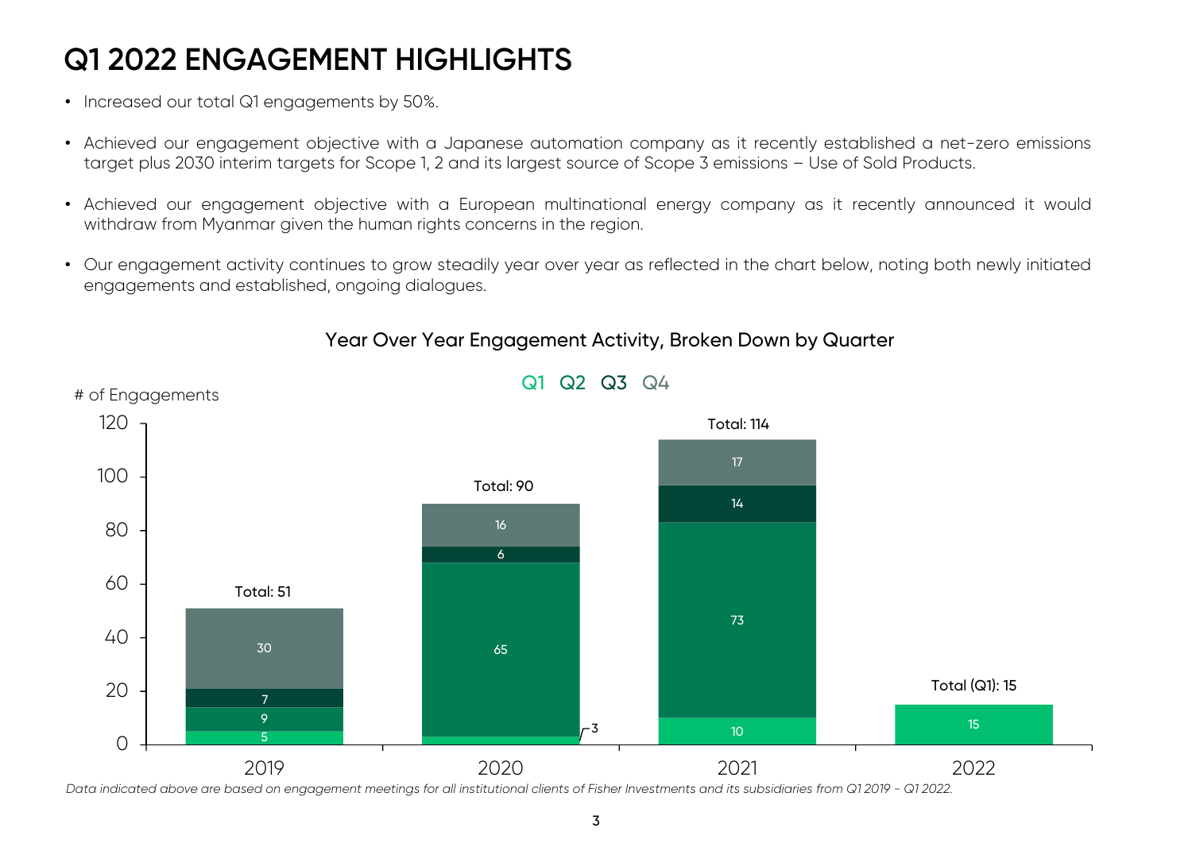# Q1 2022 ENGAGEMENT HIGHLIGHTS

- Increased our total Q1 engagements by 50%.
- Achieved our engagement objective with a Japanese automation company as it recently established a net-zero emissions target plus 2030 interim targets for Scope 1, 2 and its largest source of Scope 3 emissions – Use of Sold Products.
- Achieved our engagement objective with a European multinational energy company as it recently announced it would withdraw from Myanmar given the human rights concerns in the region.
- Our engagement activity continues to grow steadily year over year as reflected in the chart below, noting both newly initiated engagements and established, ongoing dialogues.

**Year Over Year Engagement Activity, Broken Down by Quarter**

| # of Engagements | 2019 | 2020 | 2021 | 2022 |
|---|---|---|---|---|
| Q1 | 5 | 3 | 10 | 15 |
| Q2 | 9 | 65 | 73 | |
| Q3 | 7 | 6 | 14 | |
| Q4 | 30 | 16 | 17 | |
| Total | 51 | 90 | 114 | 15 (Q1) |

*Data indicated above are based on engagement meetings for all institutional clients of Fisher Investments and its subsidiaries from Q1 2019 - Q1 2022.*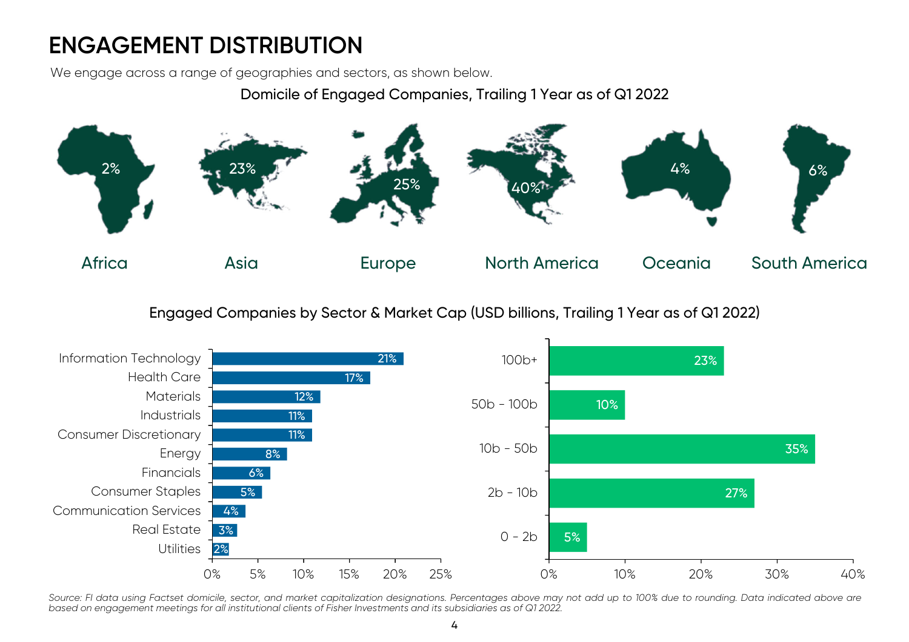# ENGAGEMENT DISTRIBUTION

We engage across a range of geographies and sectors, as shown below.

## Domicile of Engaged Companies, Trailing 1 Year as of Q1 2022

| Africa | Asia | Europe | North America | Oceania | South America |
| --- | --- | --- | --- | --- | --- |
| 2% | 23% | 25% | 40% | 4% | 6% |

## Engaged Companies by Sector & Market Cap (USD billions, Trailing 1 Year as of Q1 2022)

| Sector | % |
| --- | --- |
| Information Technology | 21% |
| Health Care | 17% |
| Materials | 12% |
| Industrials | 11% |
| Consumer Discretionary | 11% |
| Energy | 8% |
| Financials | 6% |
| Consumer Staples | 5% |
| Communication Services | 4% |
| Real Estate | 3% |
| Utilities | 2% |

| Market Cap | % |
| --- | --- |
| 100b+ | 23% |
| 50b - 100b | 10% |
| 10b - 50b | 35% |
| 2b - 10b | 27% |
| 0 - 2b | 5% |

*Source: FI data using Factset domicile, sector, and market capitalization designations. Percentages above may not add up to 100% due to rounding. Data indicated above are based on engagement meetings for all institutional clients of Fisher Investments and its subsidiaries as of Q1 2022.*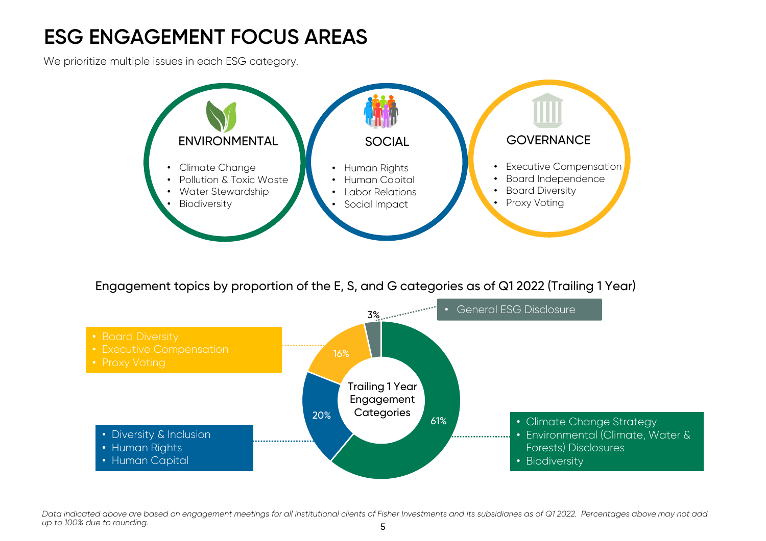# ESG ENGAGEMENT FOCUS AREAS

We prioritize multiple issues in each ESG category.

## ENVIRONMENTAL

- Climate Change
- Pollution & Toxic Waste
- Water Stewardship
- Biodiversity

## SOCIAL

- Human Rights
- Human Capital
- Labor Relations
- Social Impact

## GOVERNANCE

- Executive Compensation
- Board Independence
- Board Diversity
- Proxy Voting

### Engagement topics by proportion of the E, S, and G categories as of Q1 2022 (Trailing 1 Year)

Trailing 1 Year Engagement Categories

- 61%
  - Climate Change Strategy
  - Environmental (Climate, Water & Forests) Disclosures
  - Biodiversity
- 20%
  - Diversity & Inclusion
  - Human Rights
  - Human Capital
- 16%
  - Board Diversity
  - Executive Compensation
  - Proxy Voting
- 3%
  - General ESG Disclosure

*Data indicated above are based on engagement meetings for all institutional clients of Fisher Investments and its subsidiaries as of Q1 2022. Percentages above may not add up to 100% due to rounding.*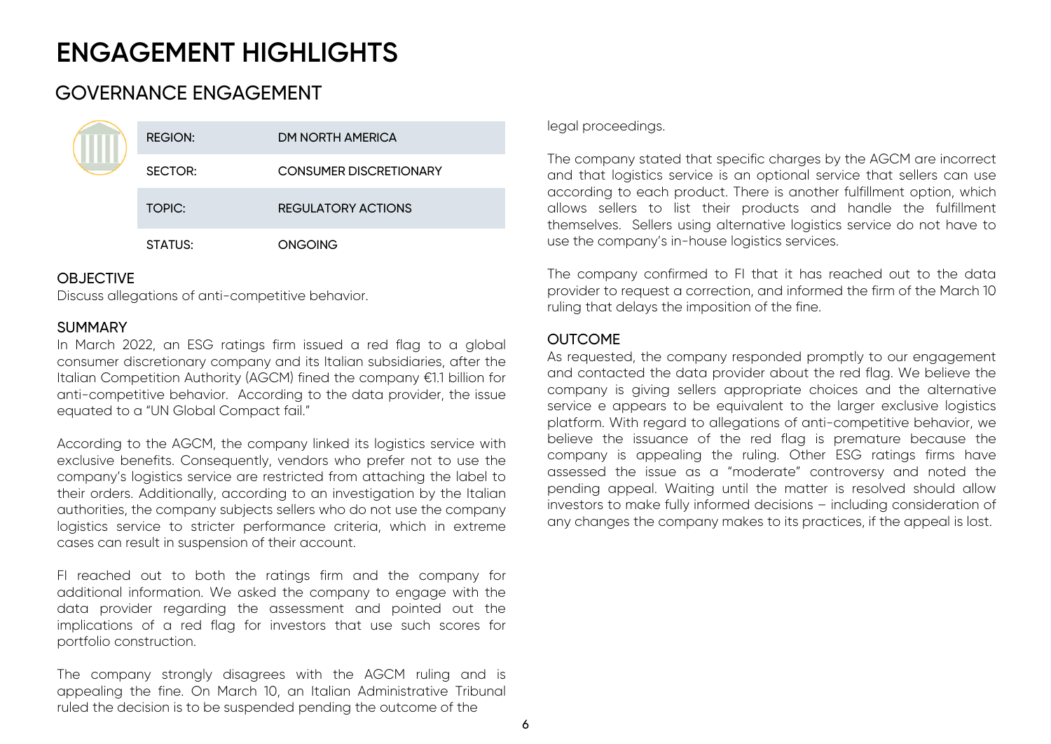# ENGAGEMENT HIGHLIGHTS

## GOVERNANCE ENGAGEMENT

| | |
|---|---|
| REGION: | DM NORTH AMERICA |
| SECTOR: | CONSUMER DISCRETIONARY |
| TOPIC: | REGULATORY ACTIONS |
| STATUS: | ONGOING |

### OBJECTIVE

Discuss allegations of anti-competitive behavior.

### SUMMARY

In March 2022, an ESG ratings firm issued a red flag to a global consumer discretionary company and its Italian subsidiaries, after the Italian Competition Authority (AGCM) fined the company €1.1 billion for anti-competitive behavior. According to the data provider, the issue equated to a "UN Global Compact fail."

According to the AGCM, the company linked its logistics service with exclusive benefits. Consequently, vendors who prefer not to use the company's logistics service are restricted from attaching the label to their orders. Additionally, according to an investigation by the Italian authorities, the company subjects sellers who do not use the company logistics service to stricter performance criteria, which in extreme cases can result in suspension of their account.

FI reached out to both the ratings firm and the company for additional information. We asked the company to engage with the data provider regarding the assessment and pointed out the implications of a red flag for investors that use such scores for portfolio construction.

The company strongly disagrees with the AGCM ruling and is appealing the fine. On March 10, an Italian Administrative Tribunal ruled the decision is to be suspended pending the outcome of the legal proceedings.

The company stated that specific charges by the AGCM are incorrect and that logistics service is an optional service that sellers can use according to each product. There is another fulfillment option, which allows sellers to list their products and handle the fulfillment themselves. Sellers using alternative logistics service do not have to use the company's in-house logistics services.

The company confirmed to FI that it has reached out to the data provider to request a correction, and informed the firm of the March 10 ruling that delays the imposition of the fine.

### OUTCOME

As requested, the company responded promptly to our engagement and contacted the data provider about the red flag. We believe the company is giving sellers appropriate choices and the alternative service e appears to be equivalent to the larger exclusive logistics platform. With regard to allegations of anti-competitive behavior, we believe the issuance of the red flag is premature because the company is appealing the ruling. Other ESG ratings firms have assessed the issue as a "moderate" controversy and noted the pending appeal. Waiting until the matter is resolved should allow investors to make fully informed decisions – including consideration of any changes the company makes to its practices, if the appeal is lost.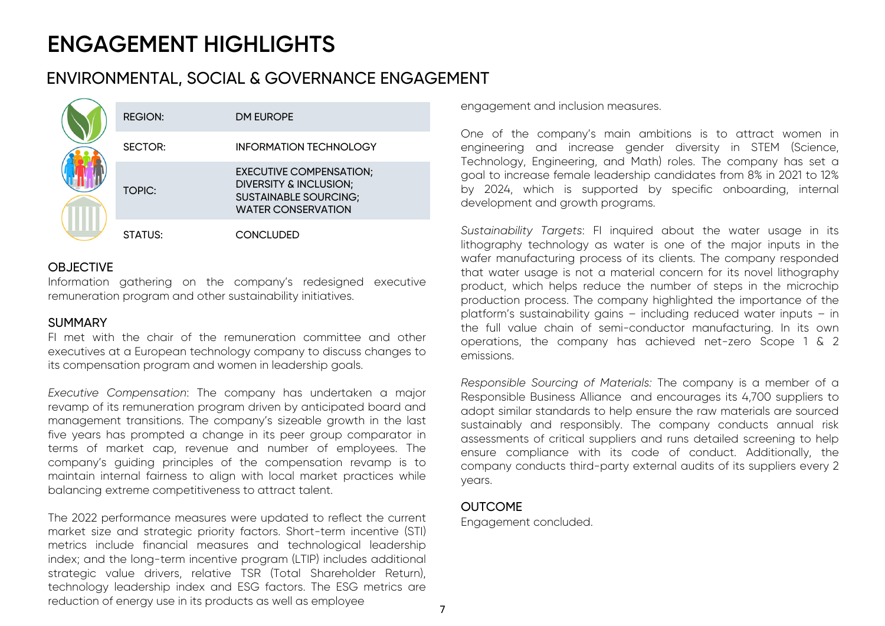# ENGAGEMENT HIGHLIGHTS

## ENVIRONMENTAL, SOCIAL & GOVERNANCE ENGAGEMENT

| | |
|---|---|
| REGION: | DM EUROPE |
| SECTOR: | INFORMATION TECHNOLOGY |
| TOPIC: | EXECUTIVE COMPENSATION; DIVERSITY & INCLUSION; SUSTAINABLE SOURCING; WATER CONSERVATION |
| STATUS: | CONCLUDED |

### OBJECTIVE

Information gathering on the company's redesigned executive remuneration program and other sustainability initiatives.

### SUMMARY

FI met with the chair of the remuneration committee and other executives at a European technology company to discuss changes to its compensation program and women in leadership goals.

*Executive Compensation*: The company has undertaken a major revamp of its remuneration program driven by anticipated board and management transitions. The company's sizeable growth in the last five years has prompted a change in its peer group comparator in terms of market cap, revenue and number of employees. The company's guiding principles of the compensation revamp is to maintain internal fairness to align with local market practices while balancing extreme competitiveness to attract talent.

The 2022 performance measures were updated to reflect the current market size and strategic priority factors. Short-term incentive (STI) metrics include financial measures and technological leadership index; and the long-term incentive program (LTIP) includes additional strategic value drivers, relative TSR (Total Shareholder Return), technology leadership index and ESG factors. The ESG metrics are reduction of energy use in its products as well as employee engagement and inclusion measures.

One of the company's main ambitions is to attract women in engineering and increase gender diversity in STEM (Science, Technology, Engineering, and Math) roles. The company has set a goal to increase female leadership candidates from 8% in 2021 to 12% by 2024, which is supported by specific onboarding, internal development and growth programs.

*Sustainability Targets*: FI inquired about the water usage in its lithography technology as water is one of the major inputs in the wafer manufacturing process of its clients. The company responded that water usage is not a material concern for its novel lithography product, which helps reduce the number of steps in the microchip production process. The company highlighted the importance of the platform's sustainability gains – including reduced water inputs – in the full value chain of semi-conductor manufacturing. In its own operations, the company has achieved net-zero Scope 1 & 2 emissions.

*Responsible Sourcing of Materials:* The company is a member of a Responsible Business Alliance and encourages its 4,700 suppliers to adopt similar standards to help ensure the raw materials are sourced sustainably and responsibly. The company conducts annual risk assessments of critical suppliers and runs detailed screening to help ensure compliance with its code of conduct. Additionally, the company conducts third-party external audits of its suppliers every 2 years.

### OUTCOME

Engagement concluded.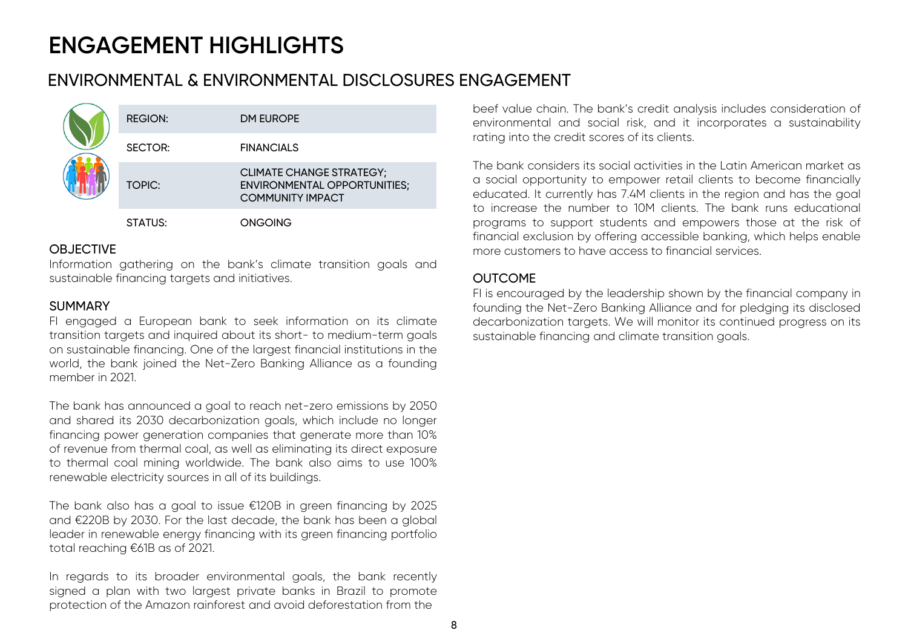# ENGAGEMENT HIGHLIGHTS

## ENVIRONMENTAL & ENVIRONMENTAL DISCLOSURES ENGAGEMENT

| | |
|---|---|
| REGION: | DM EUROPE |
| SECTOR: | FINANCIALS |
| TOPIC: | CLIMATE CHANGE STRATEGY; ENVIRONMENTAL OPPORTUNITIES; COMMUNITY IMPACT |
| STATUS: | ONGOING |

### OBJECTIVE

Information gathering on the bank's climate transition goals and sustainable financing targets and initiatives.

### SUMMARY

FI engaged a European bank to seek information on its climate transition targets and inquired about its short- to medium-term goals on sustainable financing. One of the largest financial institutions in the world, the bank joined the Net-Zero Banking Alliance as a founding member in 2021.

The bank has announced a goal to reach net-zero emissions by 2050 and shared its 2030 decarbonization goals, which include no longer financing power generation companies that generate more than 10% of revenue from thermal coal, as well as eliminating its direct exposure to thermal coal mining worldwide. The bank also aims to use 100% renewable electricity sources in all of its buildings.

The bank also has a goal to issue €120B in green financing by 2025 and €220B by 2030. For the last decade, the bank has been a global leader in renewable energy financing with its green financing portfolio total reaching €61B as of 2021.

In regards to its broader environmental goals, the bank recently signed a plan with two largest private banks in Brazil to promote protection of the Amazon rainforest and avoid deforestation from the beef value chain. The bank's credit analysis includes consideration of environmental and social risk, and it incorporates a sustainability rating into the credit scores of its clients.

The bank considers its social activities in the Latin American market as a social opportunity to empower retail clients to become financially educated. It currently has 7.4M clients in the region and has the goal to increase the number to 10M clients. The bank runs educational programs to support students and empowers those at the risk of financial exclusion by offering accessible banking, which helps enable more customers to have access to financial services.

### OUTCOME

FI is encouraged by the leadership shown by the financial company in founding the Net-Zero Banking Alliance and for pledging its disclosed decarbonization targets. We will monitor its continued progress on its sustainable financing and climate transition goals.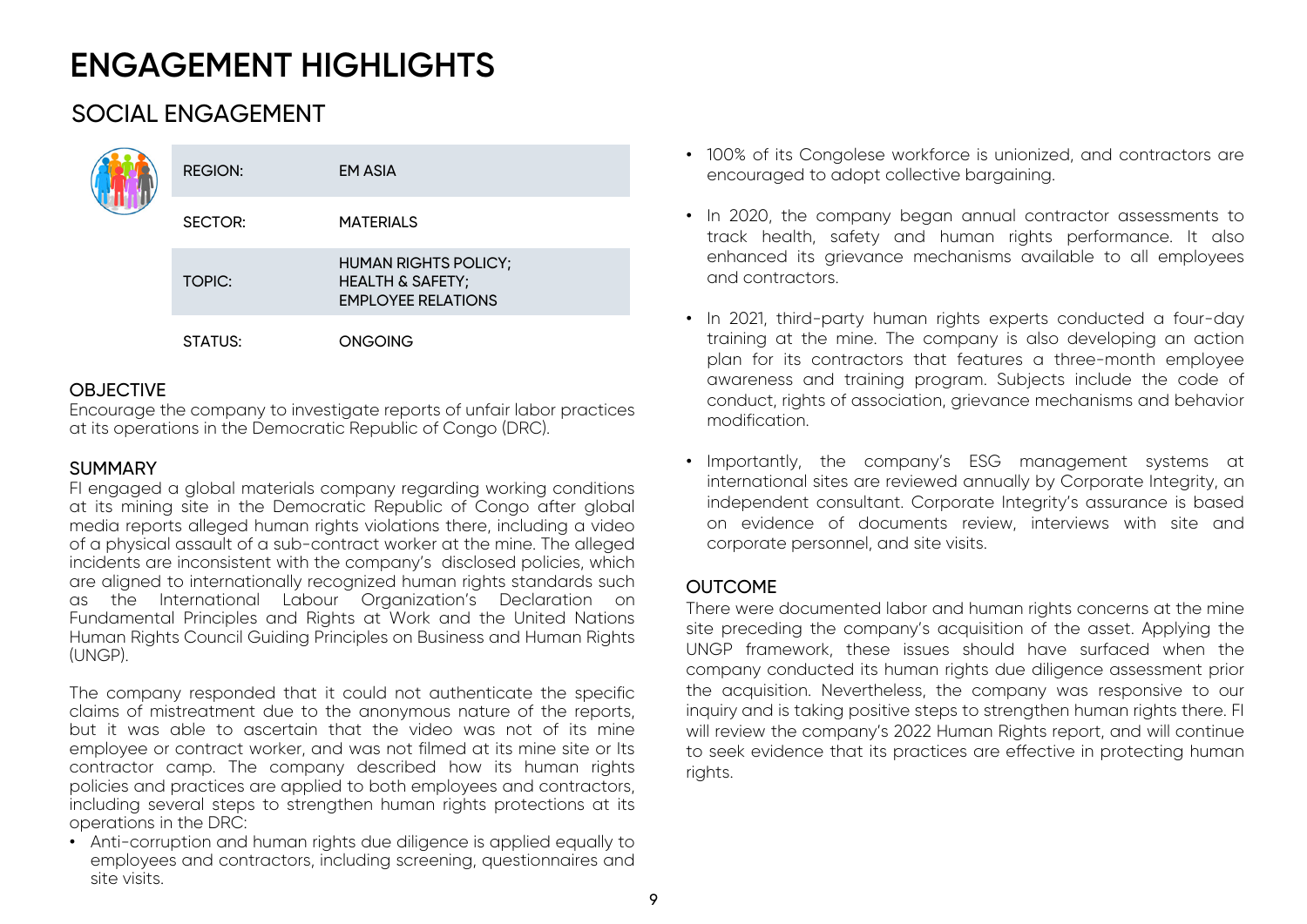# ENGAGEMENT HIGHLIGHTS

## SOCIAL ENGAGEMENT

| | |
|---|---|
| REGION: | EM ASIA |
| SECTOR: | MATERIALS |
| TOPIC: | HUMAN RIGHTS POLICY; HEALTH & SAFETY; EMPLOYEE RELATIONS |
| STATUS: | ONGOING |

### OBJECTIVE

Encourage the company to investigate reports of unfair labor practices at its operations in the Democratic Republic of Congo (DRC).

### SUMMARY

FI engaged a global materials company regarding working conditions at its mining site in the Democratic Republic of Congo after global media reports alleged human rights violations there, including a video of a physical assault of a sub-contract worker at the mine. The alleged incidents are inconsistent with the company's disclosed policies, which are aligned to internationally recognized human rights standards such as the International Labour Organization's Declaration on Fundamental Principles and Rights at Work and the United Nations Human Rights Council Guiding Principles on Business and Human Rights (UNGP).

The company responded that it could not authenticate the specific claims of mistreatment due to the anonymous nature of the reports, but it was able to ascertain that the video was not of its mine employee or contract worker, and was not filmed at its mine site or Its contractor camp. The company described how its human rights policies and practices are applied to both employees and contractors, including several steps to strengthen human rights protections at its operations in the DRC:

- Anti-corruption and human rights due diligence is applied equally to employees and contractors, including screening, questionnaires and site visits.
- 100% of its Congolese workforce is unionized, and contractors are encouraged to adopt collective bargaining.
- In 2020, the company began annual contractor assessments to track health, safety and human rights performance. It also enhanced its grievance mechanisms available to all employees and contractors.
- In 2021, third-party human rights experts conducted a four-day training at the mine. The company is also developing an action plan for its contractors that features a three-month employee awareness and training program. Subjects include the code of conduct, rights of association, grievance mechanisms and behavior modification.
- Importantly, the company's ESG management systems at international sites are reviewed annually by Corporate Integrity, an independent consultant. Corporate Integrity's assurance is based on evidence of documents review, interviews with site and corporate personnel, and site visits.

### OUTCOME

There were documented labor and human rights concerns at the mine site preceding the company's acquisition of the asset. Applying the UNGP framework, these issues should have surfaced when the company conducted its human rights due diligence assessment prior the acquisition. Nevertheless, the company was responsive to our inquiry and is taking positive steps to strengthen human rights there. FI will review the company's 2022 Human Rights report, and will continue to seek evidence that its practices are effective in protecting human rights.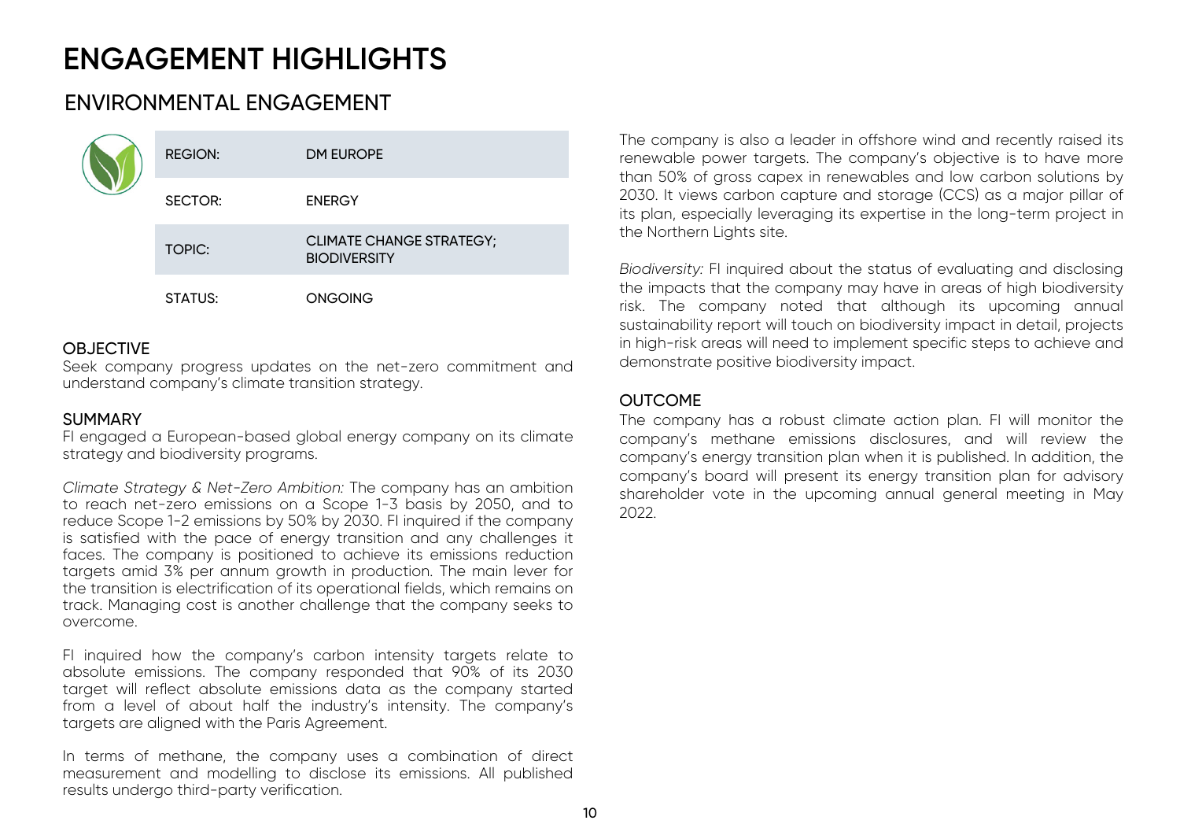# ENGAGEMENT HIGHLIGHTS

## ENVIRONMENTAL ENGAGEMENT

| | |
|---|---|
| REGION: | DM EUROPE |
| SECTOR: | ENERGY |
| TOPIC: | CLIMATE CHANGE STRATEGY; BIODIVERSITY |
| STATUS: | ONGOING |

### OBJECTIVE

Seek company progress updates on the net-zero commitment and understand company's climate transition strategy.

### SUMMARY

FI engaged a European-based global energy company on its climate strategy and biodiversity programs.

*Climate Strategy & Net-Zero Ambition:* The company has an ambition to reach net-zero emissions on a Scope 1-3 basis by 2050, and to reduce Scope 1-2 emissions by 50% by 2030. FI inquired if the company is satisfied with the pace of energy transition and any challenges it faces. The company is positioned to achieve its emissions reduction targets amid 3% per annum growth in production. The main lever for the transition is electrification of its operational fields, which remains on track. Managing cost is another challenge that the company seeks to overcome.

FI inquired how the company's carbon intensity targets relate to absolute emissions. The company responded that 90% of its 2030 target will reflect absolute emissions data as the company started from a level of about half the industry's intensity. The company's targets are aligned with the Paris Agreement.

In terms of methane, the company uses a combination of direct measurement and modelling to disclose its emissions. All published results undergo third-party verification.

The company is also a leader in offshore wind and recently raised its renewable power targets. The company's objective is to have more than 50% of gross capex in renewables and low carbon solutions by 2030. It views carbon capture and storage (CCS) as a major pillar of its plan, especially leveraging its expertise in the long-term project in the Northern Lights site.

*Biodiversity:* FI inquired about the status of evaluating and disclosing the impacts that the company may have in areas of high biodiversity risk. The company noted that although its upcoming annual sustainability report will touch on biodiversity impact in detail, projects in high-risk areas will need to implement specific steps to achieve and demonstrate positive biodiversity impact.

### OUTCOME

The company has a robust climate action plan. FI will monitor the company's methane emissions disclosures, and will review the company's energy transition plan when it is published. In addition, the company's board will present its energy transition plan for advisory shareholder vote in the upcoming annual general meeting in May 2022.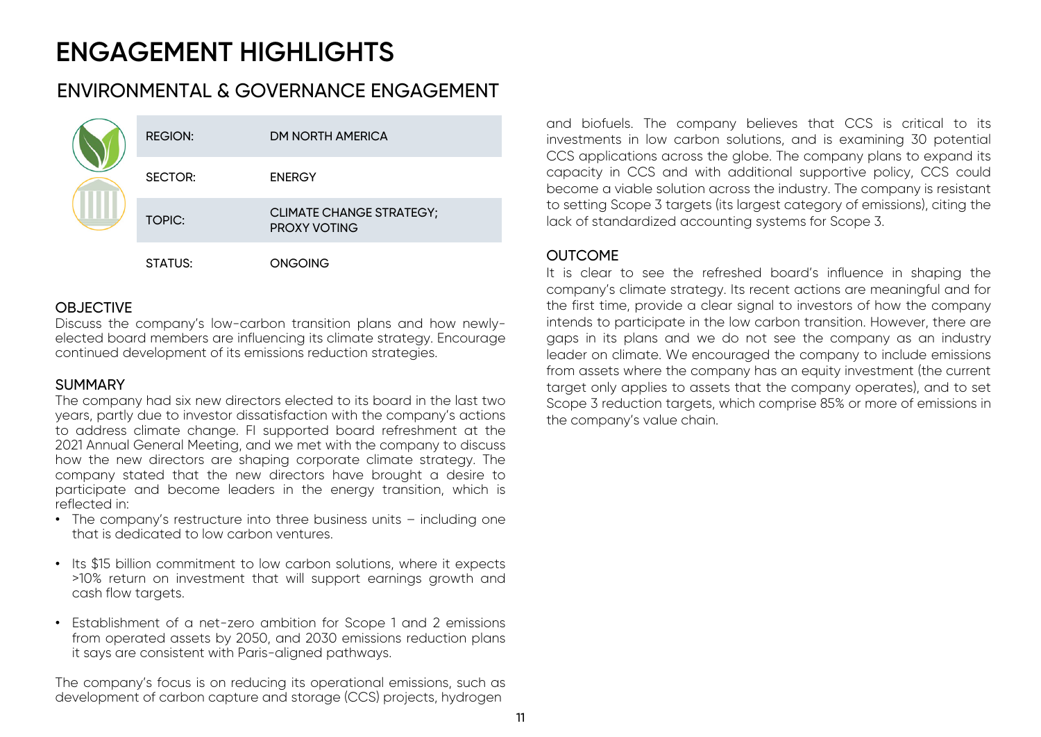# ENGAGEMENT HIGHLIGHTS

## ENVIRONMENTAL & GOVERNANCE ENGAGEMENT

| | |
|---|---|
| REGION: | DM NORTH AMERICA |
| SECTOR: | ENERGY |
| TOPIC: | CLIMATE CHANGE STRATEGY; PROXY VOTING |
| STATUS: | ONGOING |

### OBJECTIVE

Discuss the company's low-carbon transition plans and how newly-elected board members are influencing its climate strategy. Encourage continued development of its emissions reduction strategies.

### SUMMARY

The company had six new directors elected to its board in the last two years, partly due to investor dissatisfaction with the company's actions to address climate change. FI supported board refreshment at the 2021 Annual General Meeting, and we met with the company to discuss how the new directors are shaping corporate climate strategy. The company stated that the new directors have brought a desire to participate and become leaders in the energy transition, which is reflected in:

- The company's restructure into three business units – including one that is dedicated to low carbon ventures.
- Its $15 billion commitment to low carbon solutions, where it expects >10% return on investment that will support earnings growth and cash flow targets.
- Establishment of a net-zero ambition for Scope 1 and 2 emissions from operated assets by 2050, and 2030 emissions reduction plans it says are consistent with Paris-aligned pathways.

The company's focus is on reducing its operational emissions, such as development of carbon capture and storage (CCS) projects, hydrogen and biofuels. The company believes that CCS is critical to its investments in low carbon solutions, and is examining 30 potential CCS applications across the globe. The company plans to expand its capacity in CCS and with additional supportive policy, CCS could become a viable solution across the industry. The company is resistant to setting Scope 3 targets (its largest category of emissions), citing the lack of standardized accounting systems for Scope 3.

### OUTCOME

It is clear to see the refreshed board's influence in shaping the company's climate strategy. Its recent actions are meaningful and for the first time, provide a clear signal to investors of how the company intends to participate in the low carbon transition. However, there are gaps in its plans and we do not see the company as an industry leader on climate. We encouraged the company to include emissions from assets where the company has an equity investment (the current target only applies to assets that the company operates), and to set Scope 3 reduction targets, which comprise 85% or more of emissions in the company's value chain.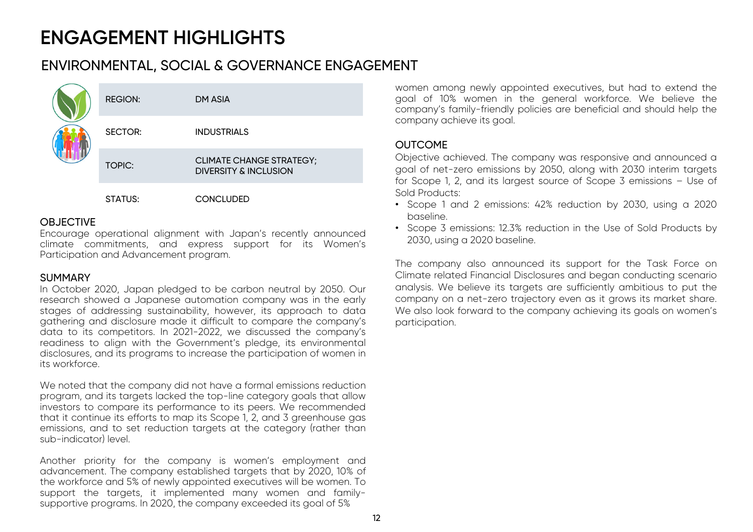# ENGAGEMENT HIGHLIGHTS

## ENVIRONMENTAL, SOCIAL & GOVERNANCE ENGAGEMENT

| | |
|---|---|
| REGION: | DM ASIA |
| SECTOR: | INDUSTRIALS |
| TOPIC: | CLIMATE CHANGE STRATEGY; DIVERSITY & INCLUSION |
| STATUS: | CONCLUDED |

### OBJECTIVE

Encourage operational alignment with Japan's recently announced climate commitments, and express support for its Women's Participation and Advancement program.

### SUMMARY

In October 2020, Japan pledged to be carbon neutral by 2050. Our research showed a Japanese automation company was in the early stages of addressing sustainability, however, its approach to data gathering and disclosure made it difficult to compare the company's data to its competitors. In 2021-2022, we discussed the company's readiness to align with the Government's pledge, its environmental disclosures, and its programs to increase the participation of women in its workforce.

We noted that the company did not have a formal emissions reduction program, and its targets lacked the top-line category goals that allow investors to compare its performance to its peers. We recommended that it continue its efforts to map its Scope 1, 2, and 3 greenhouse gas emissions, and to set reduction targets at the category (rather than sub-indicator) level.

Another priority for the company is women's employment and advancement. The company established targets that by 2020, 10% of the workforce and 5% of newly appointed executives will be women. To support the targets, it implemented many women and family-supportive programs. In 2020, the company exceeded its goal of 5% women among newly appointed executives, but had to extend the goal of 10% women in the general workforce. We believe the company's family-friendly policies are beneficial and should help the company achieve its goal.

### OUTCOME

Objective achieved. The company was responsive and announced a goal of net-zero emissions by 2050, along with 2030 interim targets for Scope 1, 2, and its largest source of Scope 3 emissions – Use of Sold Products:

- Scope 1 and 2 emissions: 42% reduction by 2030, using a 2020 baseline.
- Scope 3 emissions: 12.3% reduction in the Use of Sold Products by 2030, using a 2020 baseline.

The company also announced its support for the Task Force on Climate related Financial Disclosures and began conducting scenario analysis. We believe its targets are sufficiently ambitious to put the company on a net-zero trajectory even as it grows its market share. We also look forward to the company achieving its goals on women's participation.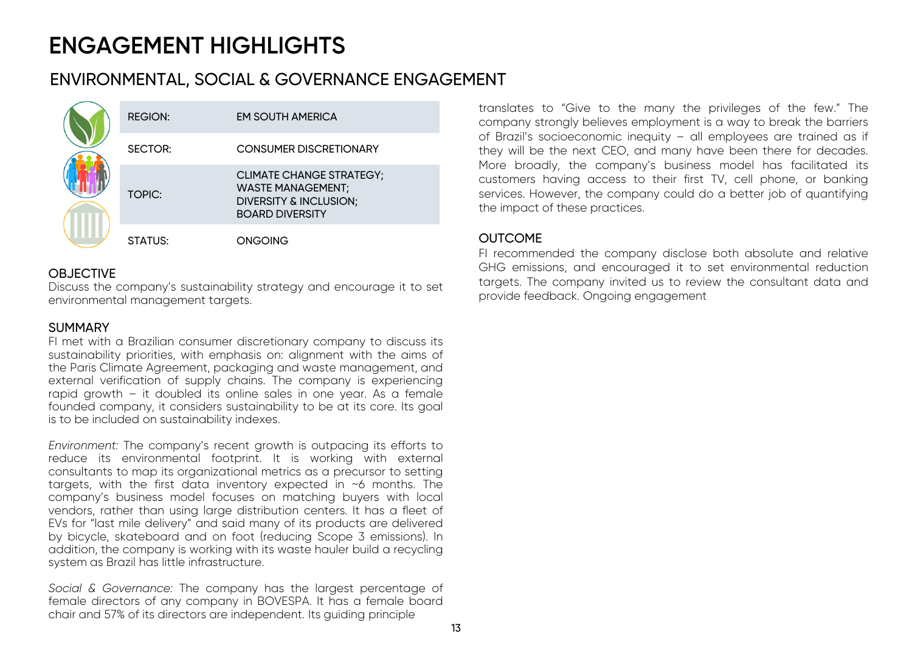# ENGAGEMENT HIGHLIGHTS

## ENVIRONMENTAL, SOCIAL & GOVERNANCE ENGAGEMENT

| | |
|---|---|
| REGION: | EM SOUTH AMERICA |
| SECTOR: | CONSUMER DISCRETIONARY |
| TOPIC: | CLIMATE CHANGE STRATEGY; WASTE MANAGEMENT; DIVERSITY & INCLUSION; BOARD DIVERSITY |
| STATUS: | ONGOING |

### OBJECTIVE

Discuss the company's sustainability strategy and encourage it to set environmental management targets.

### SUMMARY

FI met with a Brazilian consumer discretionary company to discuss its sustainability priorities, with emphasis on: alignment with the aims of the Paris Climate Agreement, packaging and waste management, and external verification of supply chains. The company is experiencing rapid growth – it doubled its online sales in one year. As a female founded company, it considers sustainability to be at its core. Its goal is to be included on sustainability indexes.

*Environment:* The company's recent growth is outpacing its efforts to reduce its environmental footprint. It is working with external consultants to map its organizational metrics as a precursor to setting targets, with the first data inventory expected in ~6 months. The company's business model focuses on matching buyers with local vendors, rather than using large distribution centers. It has a fleet of EVs for "last mile delivery" and said many of its products are delivered by bicycle, skateboard and on foot (reducing Scope 3 emissions). In addition, the company is working with its waste hauler build a recycling system as Brazil has little infrastructure.

*Social & Governance:* The company has the largest percentage of female directors of any company in BOVESPA. It has a female board chair and 57% of its directors are independent. Its guiding principle translates to "Give to the many the privileges of the few." The company strongly believes employment is a way to break the barriers of Brazil's socioeconomic inequity – all employees are trained as if they will be the next CEO, and many have been there for decades. More broadly, the company's business model has facilitated its customers having access to their first TV, cell phone, or banking services. However, the company could do a better job of quantifying the impact of these practices.

### OUTCOME

FI recommended the company disclose both absolute and relative GHG emissions, and encouraged it to set environmental reduction targets. The company invited us to review the consultant data and provide feedback. Ongoing engagement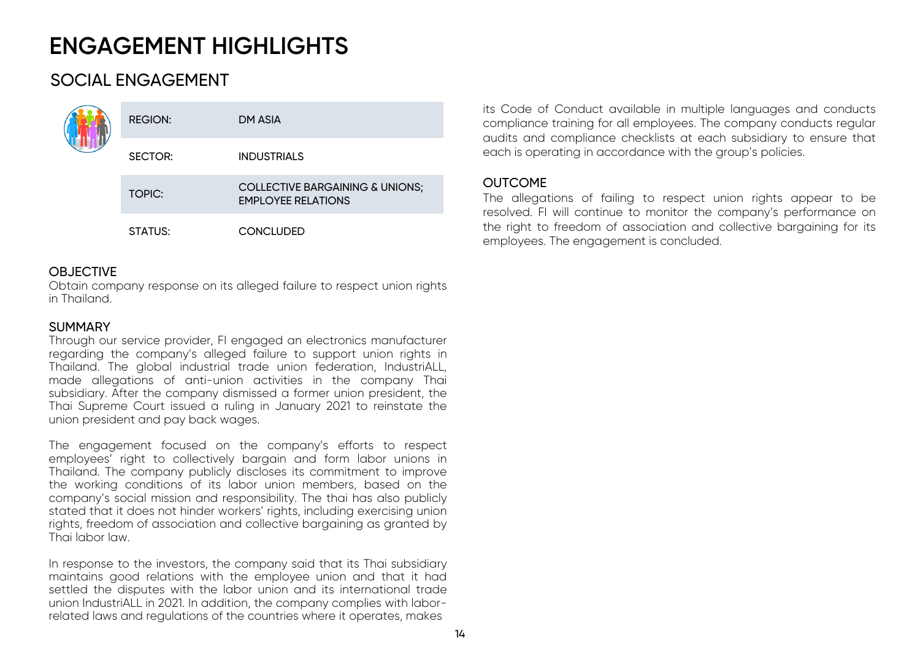# ENGAGEMENT HIGHLIGHTS

## SOCIAL ENGAGEMENT

| | |
|---|---|
| REGION: | DM ASIA |
| SECTOR: | INDUSTRIALS |
| TOPIC: | COLLECTIVE BARGAINING & UNIONS; EMPLOYEE RELATIONS |
| STATUS: | CONCLUDED |

### OBJECTIVE

Obtain company response on its alleged failure to respect union rights in Thailand.

### SUMMARY

Through our service provider, FI engaged an electronics manufacturer regarding the company's alleged failure to support union rights in Thailand. The global industrial trade union federation, IndustriALL, made allegations of anti-union activities in the company Thai subsidiary. After the company dismissed a former union president, the Thai Supreme Court issued a ruling in January 2021 to reinstate the union president and pay back wages.

The engagement focused on the company's efforts to respect employees' right to collectively bargain and form labor unions in Thailand. The company publicly discloses its commitment to improve the working conditions of its labor union members, based on the company's social mission and responsibility. The thai has also publicly stated that it does not hinder workers' rights, including exercising union rights, freedom of association and collective bargaining as granted by Thai labor law.

In response to the investors, the company said that its Thai subsidiary maintains good relations with the employee union and that it had settled the disputes with the labor union and its international trade union IndustriALL in 2021. In addition, the company complies with labor-related laws and regulations of the countries where it operates, makes its Code of Conduct available in multiple languages and conducts compliance training for all employees. The company conducts regular audits and compliance checklists at each subsidiary to ensure that each is operating in accordance with the group's policies.

### OUTCOME

The allegations of failing to respect union rights appear to be resolved. FI will continue to monitor the company's performance on the right to freedom of association and collective bargaining for its employees. The engagement is concluded.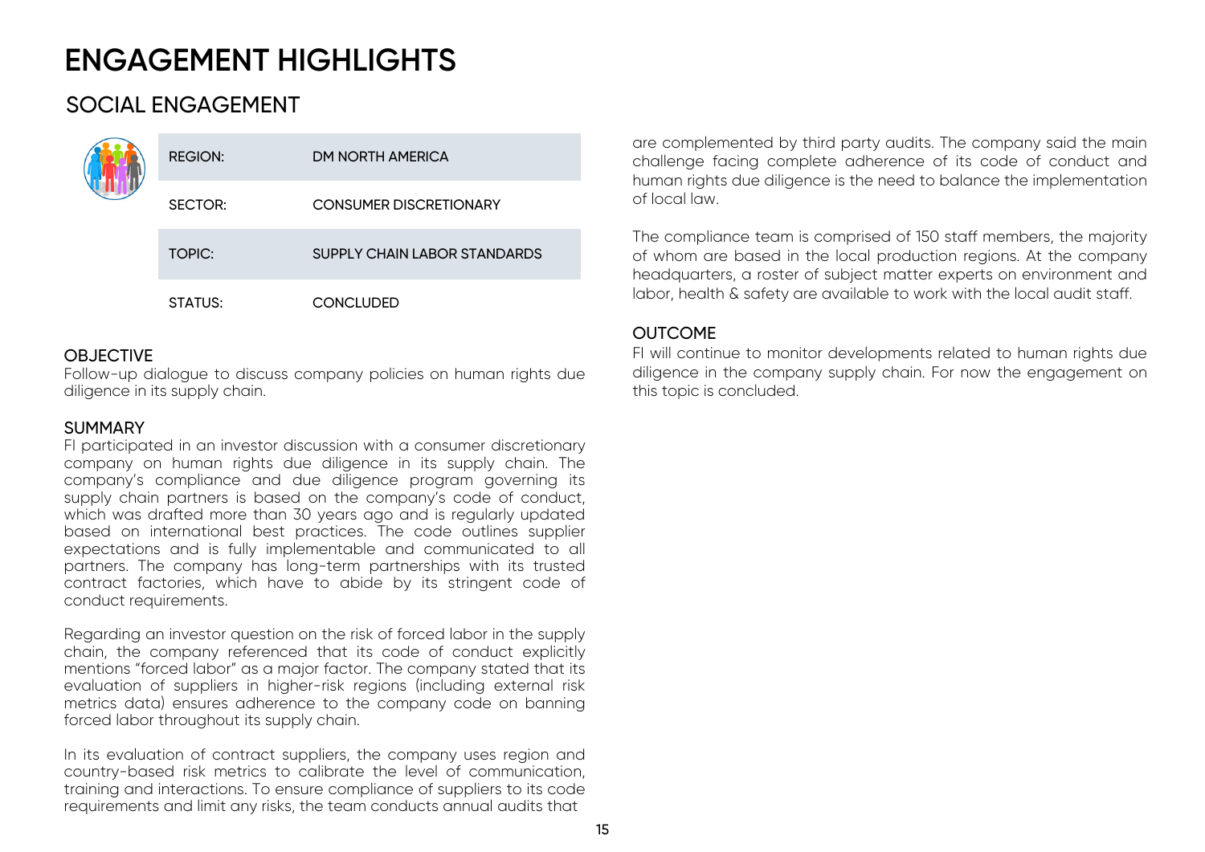# ENGAGEMENT HIGHLIGHTS

## SOCIAL ENGAGEMENT

| | |
|---|---|
| REGION: | DM NORTH AMERICA |
| SECTOR: | CONSUMER DISCRETIONARY |
| TOPIC: | SUPPLY CHAIN LABOR STANDARDS |
| STATUS: | CONCLUDED |

### OBJECTIVE

Follow-up dialogue to discuss company policies on human rights due diligence in its supply chain.

### SUMMARY

FI participated in an investor discussion with a consumer discretionary company on human rights due diligence in its supply chain. The company's compliance and due diligence program governing its supply chain partners is based on the company's code of conduct, which was drafted more than 30 years ago and is regularly updated based on international best practices. The code outlines supplier expectations and is fully implementable and communicated to all partners. The company has long-term partnerships with its trusted contract factories, which have to abide by its stringent code of conduct requirements.

Regarding an investor question on the risk of forced labor in the supply chain, the company referenced that its code of conduct explicitly mentions "forced labor" as a major factor. The company stated that its evaluation of suppliers in higher-risk regions (including external risk metrics data) ensures adherence to the company code on banning forced labor throughout its supply chain.

In its evaluation of contract suppliers, the company uses region and country-based risk metrics to calibrate the level of communication, training and interactions. To ensure compliance of suppliers to its code requirements and limit any risks, the team conducts annual audits that are complemented by third party audits. The company said the main challenge facing complete adherence of its code of conduct and human rights due diligence is the need to balance the implementation of local law.

The compliance team is comprised of 150 staff members, the majority of whom are based in the local production regions. At the company headquarters, a roster of subject matter experts on environment and labor, health & safety are available to work with the local audit staff.

### OUTCOME

FI will continue to monitor developments related to human rights due diligence in the company supply chain. For now the engagement on this topic is concluded.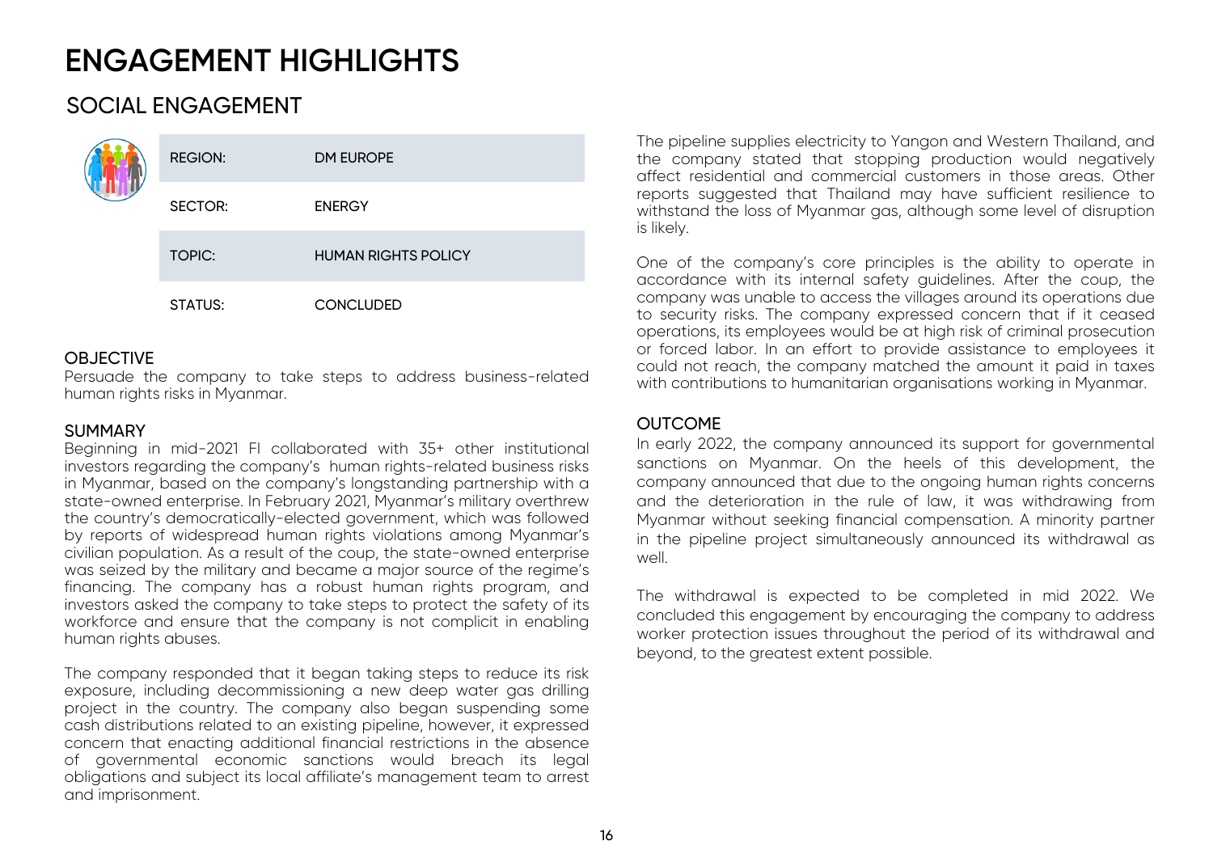# ENGAGEMENT HIGHLIGHTS

## SOCIAL ENGAGEMENT

| | |
|---|---|
| REGION: | DM EUROPE |
| SECTOR: | ENERGY |
| TOPIC: | HUMAN RIGHTS POLICY |
| STATUS: | CONCLUDED |

### OBJECTIVE

Persuade the company to take steps to address business-related human rights risks in Myanmar.

### SUMMARY

Beginning in mid-2021 FI collaborated with 35+ other institutional investors regarding the company's human rights-related business risks in Myanmar, based on the company's longstanding partnership with a state-owned enterprise. In February 2021, Myanmar's military overthrew the country's democratically-elected government, which was followed by reports of widespread human rights violations among Myanmar's civilian population. As a result of the coup, the state-owned enterprise was seized by the military and became a major source of the regime's financing. The company has a robust human rights program, and investors asked the company to take steps to protect the safety of its workforce and ensure that the company is not complicit in enabling human rights abuses.

The company responded that it began taking steps to reduce its risk exposure, including decommissioning a new deep water gas drilling project in the country. The company also began suspending some cash distributions related to an existing pipeline, however, it expressed concern that enacting additional financial restrictions in the absence of governmental economic sanctions would breach its legal obligations and subject its local affiliate's management team to arrest and imprisonment.

The pipeline supplies electricity to Yangon and Western Thailand, and the company stated that stopping production would negatively affect residential and commercial customers in those areas. Other reports suggested that Thailand may have sufficient resilience to withstand the loss of Myanmar gas, although some level of disruption is likely.

One of the company's core principles is the ability to operate in accordance with its internal safety guidelines. After the coup, the company was unable to access the villages around its operations due to security risks. The company expressed concern that if it ceased operations, its employees would be at high risk of criminal prosecution or forced labor. In an effort to provide assistance to employees it could not reach, the company matched the amount it paid in taxes with contributions to humanitarian organisations working in Myanmar.

### OUTCOME

In early 2022, the company announced its support for governmental sanctions on Myanmar. On the heels of this development, the company announced that due to the ongoing human rights concerns and the deterioration in the rule of law, it was withdrawing from Myanmar without seeking financial compensation. A minority partner in the pipeline project simultaneously announced its withdrawal as well.

The withdrawal is expected to be completed in mid 2022. We concluded this engagement by encouraging the company to address worker protection issues throughout the period of its withdrawal and beyond, to the greatest extent possible.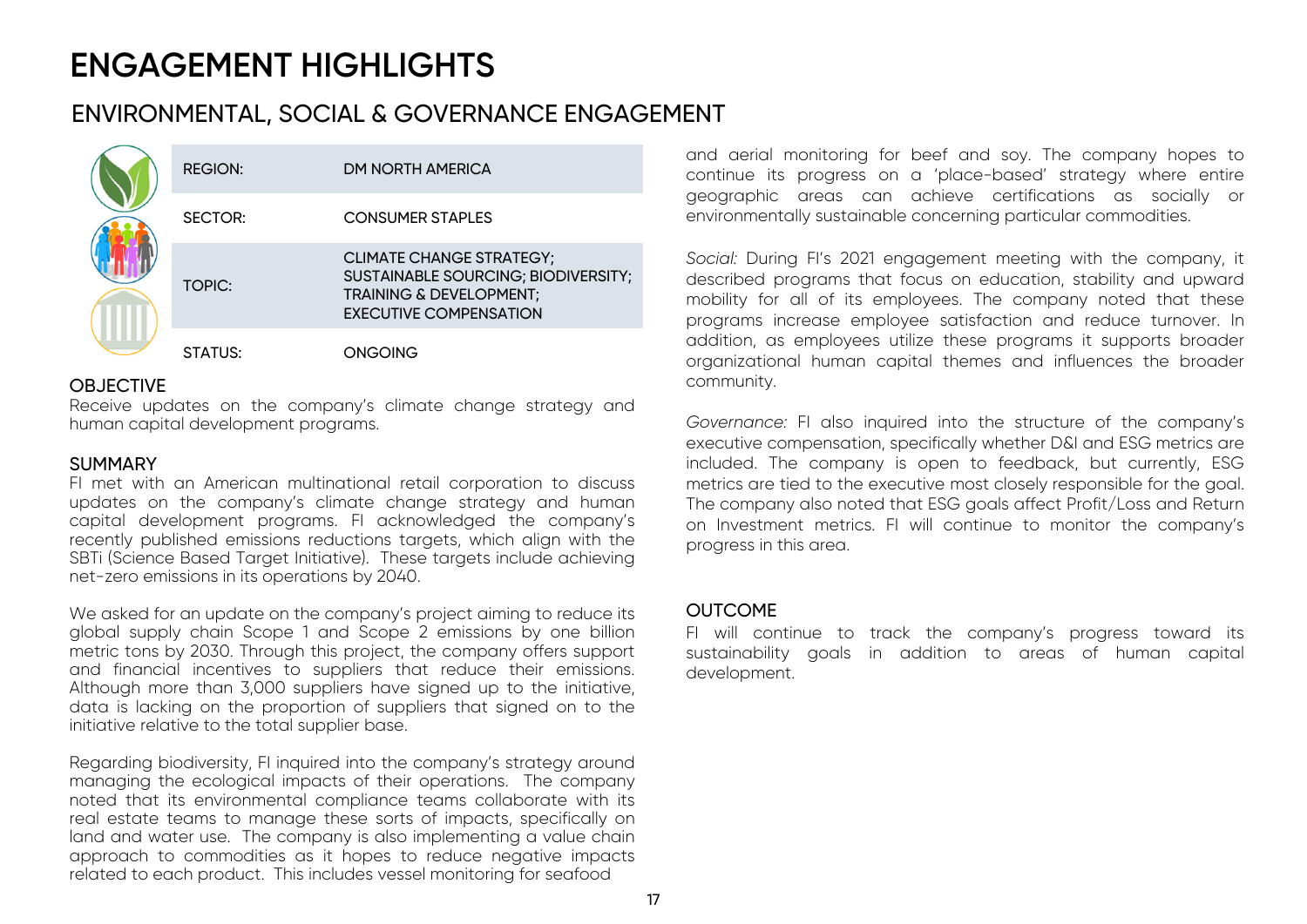# ENGAGEMENT HIGHLIGHTS

## ENVIRONMENTAL, SOCIAL & GOVERNANCE ENGAGEMENT

| | |
|---|---|
| REGION: | DM NORTH AMERICA |
| SECTOR: | CONSUMER STAPLES |
| TOPIC: | CLIMATE CHANGE STRATEGY; SUSTAINABLE SOURCING; BIODIVERSITY; TRAINING & DEVELOPMENT; EXECUTIVE COMPENSATION |
| STATUS: | ONGOING |

### OBJECTIVE

Receive updates on the company's climate change strategy and human capital development programs.

### SUMMARY

FI met with an American multinational retail corporation to discuss updates on the company's climate change strategy and human capital development programs. FI acknowledged the company's recently published emissions reductions targets, which align with the SBTi (Science Based Target Initiative). These targets include achieving net-zero emissions in its operations by 2040.

We asked for an update on the company's project aiming to reduce its global supply chain Scope 1 and Scope 2 emissions by one billion metric tons by 2030. Through this project, the company offers support and financial incentives to suppliers that reduce their emissions. Although more than 3,000 suppliers have signed up to the initiative, data is lacking on the proportion of suppliers that signed on to the initiative relative to the total supplier base.

Regarding biodiversity, FI inquired into the company's strategy around managing the ecological impacts of their operations. The company noted that its environmental compliance teams collaborate with its real estate teams to manage these sorts of impacts, specifically on land and water use. The company is also implementing a value chain approach to commodities as it hopes to reduce negative impacts related to each product. This includes vessel monitoring for seafood and aerial monitoring for beef and soy. The company hopes to continue its progress on a 'place-based' strategy where entire geographic areas can achieve certifications as socially or environmentally sustainable concerning particular commodities.

*Social:* During FI's 2021 engagement meeting with the company, it described programs that focus on education, stability and upward mobility for all of its employees. The company noted that these programs increase employee satisfaction and reduce turnover. In addition, as employees utilize these programs it supports broader organizational human capital themes and influences the broader community.

*Governance:* FI also inquired into the structure of the company's executive compensation, specifically whether D&I and ESG metrics are included. The company is open to feedback, but currently, ESG metrics are tied to the executive most closely responsible for the goal. The company also noted that ESG goals affect Profit/Loss and Return on Investment metrics. FI will continue to monitor the company's progress in this area.

### OUTCOME

FI will continue to track the company's progress toward its sustainability goals in addition to areas of human capital development.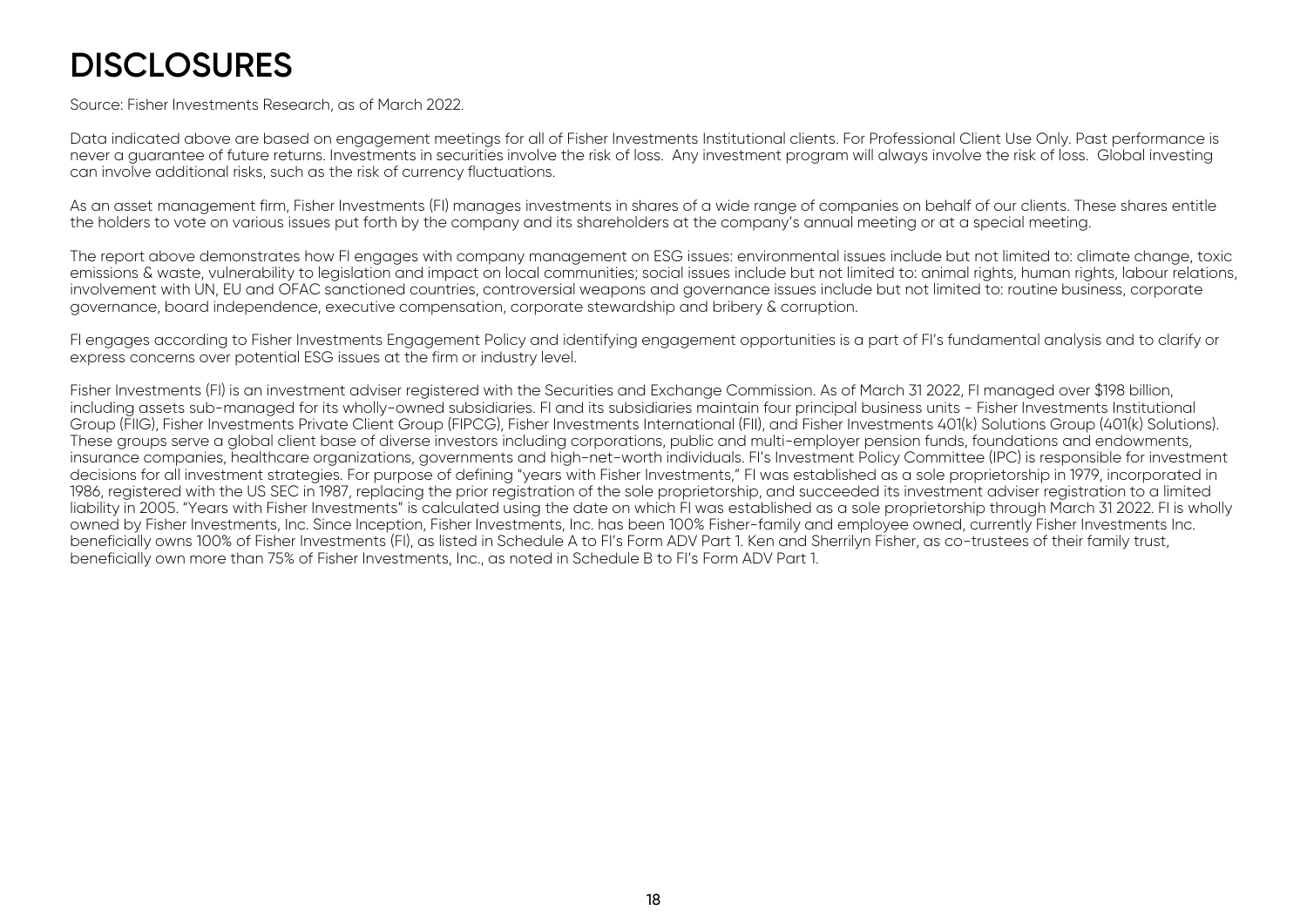# DISCLOSURES

Source: Fisher Investments Research, as of March 2022.

Data indicated above are based on engagement meetings for all of Fisher Investments Institutional clients. For Professional Client Use Only. Past performance is never a guarantee of future returns. Investments in securities involve the risk of loss. Any investment program will always involve the risk of loss. Global investing can involve additional risks, such as the risk of currency fluctuations.

As an asset management firm, Fisher Investments (FI) manages investments in shares of a wide range of companies on behalf of our clients. These shares entitle the holders to vote on various issues put forth by the company and its shareholders at the company's annual meeting or at a special meeting.

The report above demonstrates how FI engages with company management on ESG issues: environmental issues include but not limited to: climate change, toxic emissions & waste, vulnerability to legislation and impact on local communities; social issues include but not limited to: animal rights, human rights, labour relations, involvement with UN, EU and OFAC sanctioned countries, controversial weapons and governance issues include but not limited to: routine business, corporate governance, board independence, executive compensation, corporate stewardship and bribery & corruption.

FI engages according to Fisher Investments Engagement Policy and identifying engagement opportunities is a part of FI's fundamental analysis and to clarify or express concerns over potential ESG issues at the firm or industry level.

Fisher Investments (FI) is an investment adviser registered with the Securities and Exchange Commission. As of March 31 2022, FI managed over $198 billion, including assets sub-managed for its wholly-owned subsidiaries. FI and its subsidiaries maintain four principal business units - Fisher Investments Institutional Group (FIIG), Fisher Investments Private Client Group (FIPCG), Fisher Investments International (FII), and Fisher Investments 401(k) Solutions Group (401(k) Solutions). These groups serve a global client base of diverse investors including corporations, public and multi-employer pension funds, foundations and endowments, insurance companies, healthcare organizations, governments and high-net-worth individuals. FI's Investment Policy Committee (IPC) is responsible for investment decisions for all investment strategies. For purpose of defining "years with Fisher Investments," FI was established as a sole proprietorship in 1979, incorporated in 1986, registered with the US SEC in 1987, replacing the prior registration of the sole proprietorship, and succeeded its investment adviser registration to a limited liability in 2005. "Years with Fisher Investments" is calculated using the date on which FI was established as a sole proprietorship through March 31 2022. FI is wholly owned by Fisher Investments, Inc. Since Inception, Fisher Investments, Inc. has been 100% Fisher-family and employee owned, currently Fisher Investments Inc. beneficially owns 100% of Fisher Investments (FI), as listed in Schedule A to FI's Form ADV Part 1. Ken and Sherrilyn Fisher, as co-trustees of their family trust, beneficially own more than 75% of Fisher Investments, Inc., as noted in Schedule B to FI's Form ADV Part 1.